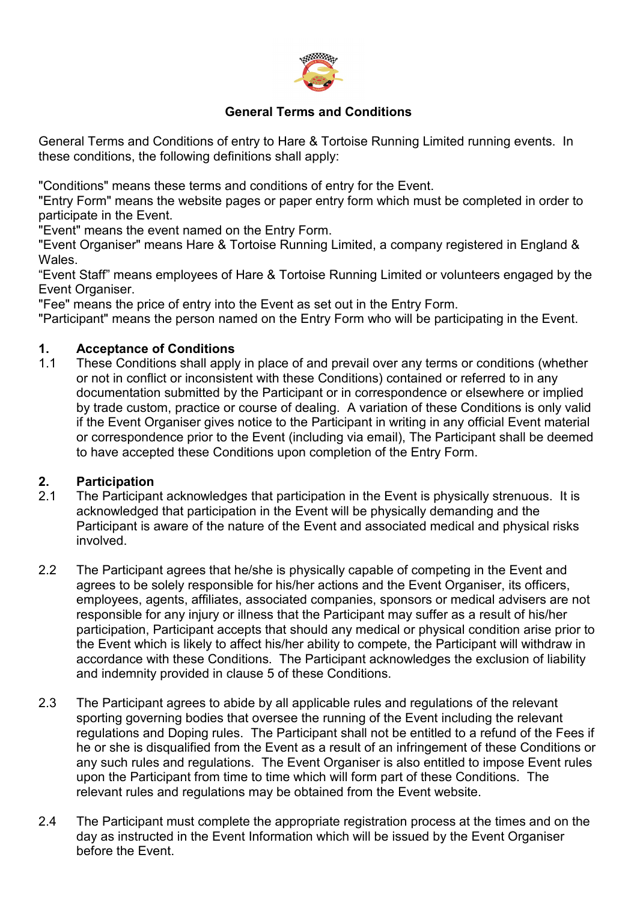# General Terms and Conditions

General Terms and Conditions of entry to Hare & Tortoise Running Limited running events. In these conditions, the following definitions shall apply:

"Conditions" means these terms and conditions of entry for the Event.
"Entry Form" means the website pages or paper entry form which must be completed in order to participate in the Event.
"Event" means the event named on the Entry Form.
"Event Organiser" means Hare & Tortoise Running Limited, a company registered in England & Wales.
"Event Staff" means employees of Hare & Tortoise Running Limited or volunteers engaged by the Event Organiser.
"Fee" means the price of entry into the Event as set out in the Entry Form.
"Participant" means the person named on the Entry Form who will be participating in the Event.

## 1. Acceptance of Conditions

1.1 These Conditions shall apply in place of and prevail over any terms or conditions (whether or not in conflict or inconsistent with these Conditions) contained or referred to in any documentation submitted by the Participant or in correspondence or elsewhere or implied by trade custom, practice or course of dealing. A variation of these Conditions is only valid if the Event Organiser gives notice to the Participant in writing in any official Event material or correspondence prior to the Event (including via email), The Participant shall be deemed to have accepted these Conditions upon completion of the Entry Form.

## 2. Participation

2.1 The Participant acknowledges that participation in the Event is physically strenuous. It is acknowledged that participation in the Event will be physically demanding and the Participant is aware of the nature of the Event and associated medical and physical risks involved.

2.2 The Participant agrees that he/she is physically capable of competing in the Event and agrees to be solely responsible for his/her actions and the Event Organiser, its officers, employees, agents, affiliates, associated companies, sponsors or medical advisers are not responsible for any injury or illness that the Participant may suffer as a result of his/her participation, Participant accepts that should any medical or physical condition arise prior to the Event which is likely to affect his/her ability to compete, the Participant will withdraw in accordance with these Conditions. The Participant acknowledges the exclusion of liability and indemnity provided in clause 5 of these Conditions.

2.3 The Participant agrees to abide by all applicable rules and regulations of the relevant sporting governing bodies that oversee the running of the Event including the relevant regulations and Doping rules. The Participant shall not be entitled to a refund of the Fees if he or she is disqualified from the Event as a result of an infringement of these Conditions or any such rules and regulations. The Event Organiser is also entitled to impose Event rules upon the Participant from time to time which will form part of these Conditions. The relevant rules and regulations may be obtained from the Event website.

2.4 The Participant must complete the appropriate registration process at the times and on the day as instructed in the Event Information which will be issued by the Event Organiser before the Event.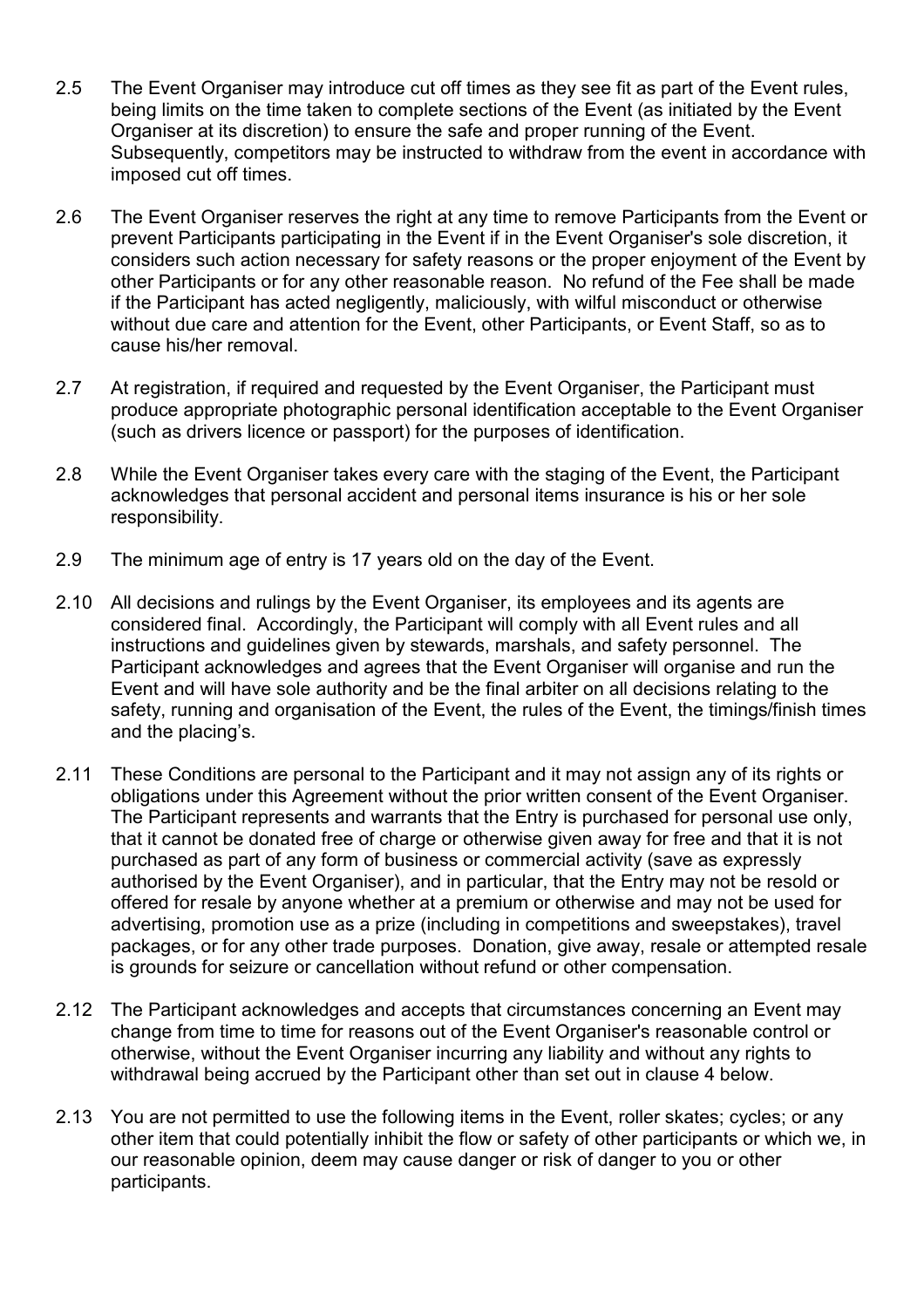2.5 The Event Organiser may introduce cut off times as they see fit as part of the Event rules, being limits on the time taken to complete sections of the Event (as initiated by the Event Organiser at its discretion) to ensure the safe and proper running of the Event. Subsequently, competitors may be instructed to withdraw from the event in accordance with imposed cut off times.

2.6 The Event Organiser reserves the right at any time to remove Participants from the Event or prevent Participants participating in the Event if in the Event Organiser's sole discretion, it considers such action necessary for safety reasons or the proper enjoyment of the Event by other Participants or for any other reasonable reason. No refund of the Fee shall be made if the Participant has acted negligently, maliciously, with wilful misconduct or otherwise without due care and attention for the Event, other Participants, or Event Staff, so as to cause his/her removal.

2.7 At registration, if required and requested by the Event Organiser, the Participant must produce appropriate photographic personal identification acceptable to the Event Organiser (such as drivers licence or passport) for the purposes of identification.

2.8 While the Event Organiser takes every care with the staging of the Event, the Participant acknowledges that personal accident and personal items insurance is his or her sole responsibility.

2.9 The minimum age of entry is 17 years old on the day of the Event.

2.10 All decisions and rulings by the Event Organiser, its employees and its agents are considered final. Accordingly, the Participant will comply with all Event rules and all instructions and guidelines given by stewards, marshals, and safety personnel. The Participant acknowledges and agrees that the Event Organiser will organise and run the Event and will have sole authority and be the final arbiter on all decisions relating to the safety, running and organisation of the Event, the rules of the Event, the timings/finish times and the placing's.

2.11 These Conditions are personal to the Participant and it may not assign any of its rights or obligations under this Agreement without the prior written consent of the Event Organiser. The Participant represents and warrants that the Entry is purchased for personal use only, that it cannot be donated free of charge or otherwise given away for free and that it is not purchased as part of any form of business or commercial activity (save as expressly authorised by the Event Organiser), and in particular, that the Entry may not be resold or offered for resale by anyone whether at a premium or otherwise and may not be used for advertising, promotion use as a prize (including in competitions and sweepstakes), travel packages, or for any other trade purposes. Donation, give away, resale or attempted resale is grounds for seizure or cancellation without refund or other compensation.

2.12 The Participant acknowledges and accepts that circumstances concerning an Event may change from time to time for reasons out of the Event Organiser's reasonable control or otherwise, without the Event Organiser incurring any liability and without any rights to withdrawal being accrued by the Participant other than set out in clause 4 below.

2.13 You are not permitted to use the following items in the Event, roller skates; cycles; or any other item that could potentially inhibit the flow or safety of other participants or which we, in our reasonable opinion, deem may cause danger or risk of danger to you or other participants.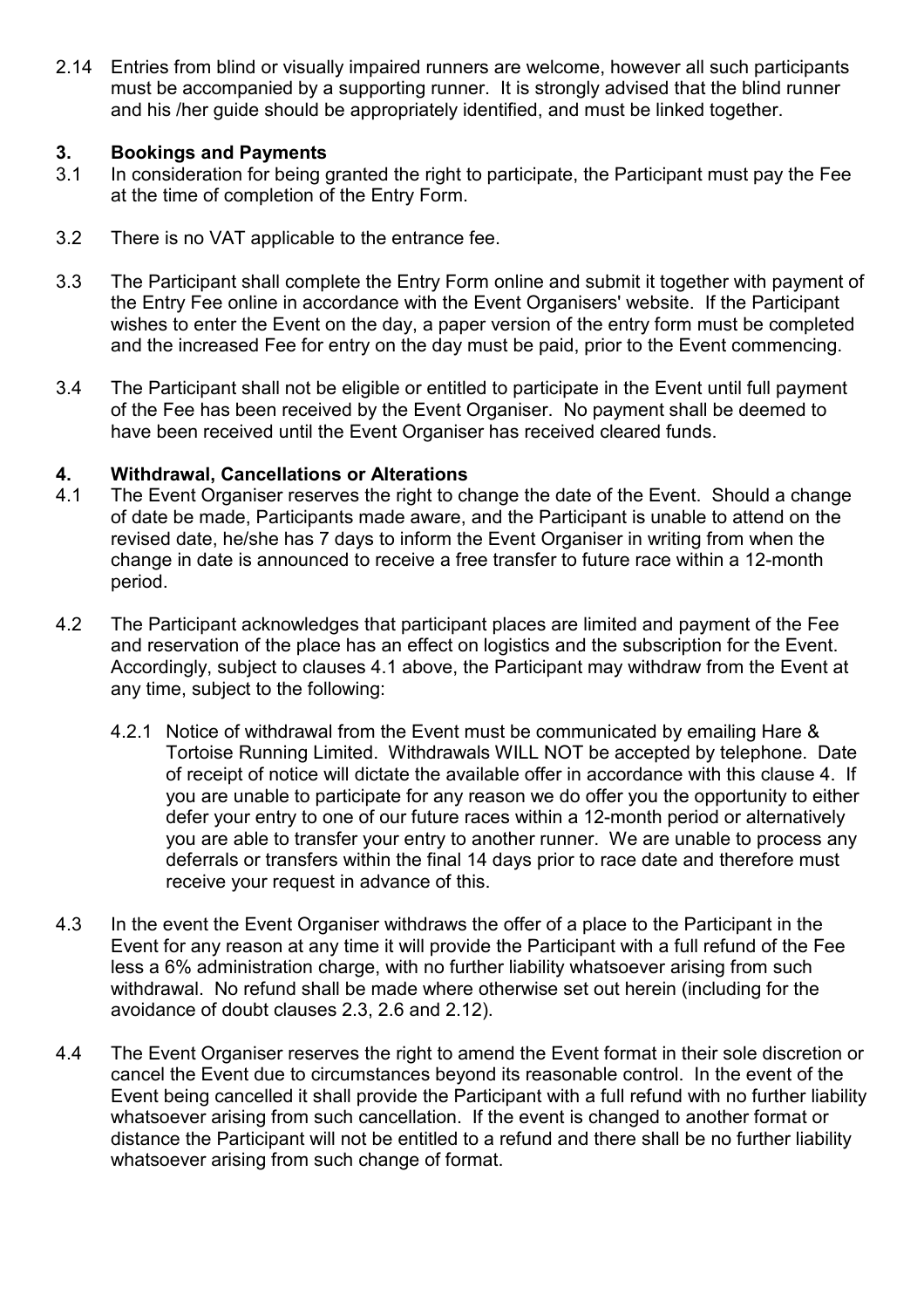2.14 Entries from blind or visually impaired runners are welcome, however all such participants must be accompanied by a supporting runner. It is strongly advised that the blind runner and his /her guide should be appropriately identified, and must be linked together.

## 3. Bookings and Payments

3.1 In consideration for being granted the right to participate, the Participant must pay the Fee at the time of completion of the Entry Form.

3.2 There is no VAT applicable to the entrance fee.

3.3 The Participant shall complete the Entry Form online and submit it together with payment of the Entry Fee online in accordance with the Event Organisers' website. If the Participant wishes to enter the Event on the day, a paper version of the entry form must be completed and the increased Fee for entry on the day must be paid, prior to the Event commencing.

3.4 The Participant shall not be eligible or entitled to participate in the Event until full payment of the Fee has been received by the Event Organiser. No payment shall be deemed to have been received until the Event Organiser has received cleared funds.

## 4. Withdrawal, Cancellations or Alterations

4.1 The Event Organiser reserves the right to change the date of the Event. Should a change of date be made, Participants made aware, and the Participant is unable to attend on the revised date, he/she has 7 days to inform the Event Organiser in writing from when the change in date is announced to receive a free transfer to future race within a 12-month period.

4.2 The Participant acknowledges that participant places are limited and payment of the Fee and reservation of the place has an effect on logistics and the subscription for the Event. Accordingly, subject to clauses 4.1 above, the Participant may withdraw from the Event at any time, subject to the following:

4.2.1 Notice of withdrawal from the Event must be communicated by emailing Hare & Tortoise Running Limited. Withdrawals WILL NOT be accepted by telephone. Date of receipt of notice will dictate the available offer in accordance with this clause 4. If you are unable to participate for any reason we do offer you the opportunity to either defer your entry to one of our future races within a 12-month period or alternatively you are able to transfer your entry to another runner. We are unable to process any deferrals or transfers within the final 14 days prior to race date and therefore must receive your request in advance of this.

4.3 In the event the Event Organiser withdraws the offer of a place to the Participant in the Event for any reason at any time it will provide the Participant with a full refund of the Fee less a 6% administration charge, with no further liability whatsoever arising from such withdrawal. No refund shall be made where otherwise set out herein (including for the avoidance of doubt clauses 2.3, 2.6 and 2.12).

4.4 The Event Organiser reserves the right to amend the Event format in their sole discretion or cancel the Event due to circumstances beyond its reasonable control. In the event of the Event being cancelled it shall provide the Participant with a full refund with no further liability whatsoever arising from such cancellation. If the event is changed to another format or distance the Participant will not be entitled to a refund and there shall be no further liability whatsoever arising from such change of format.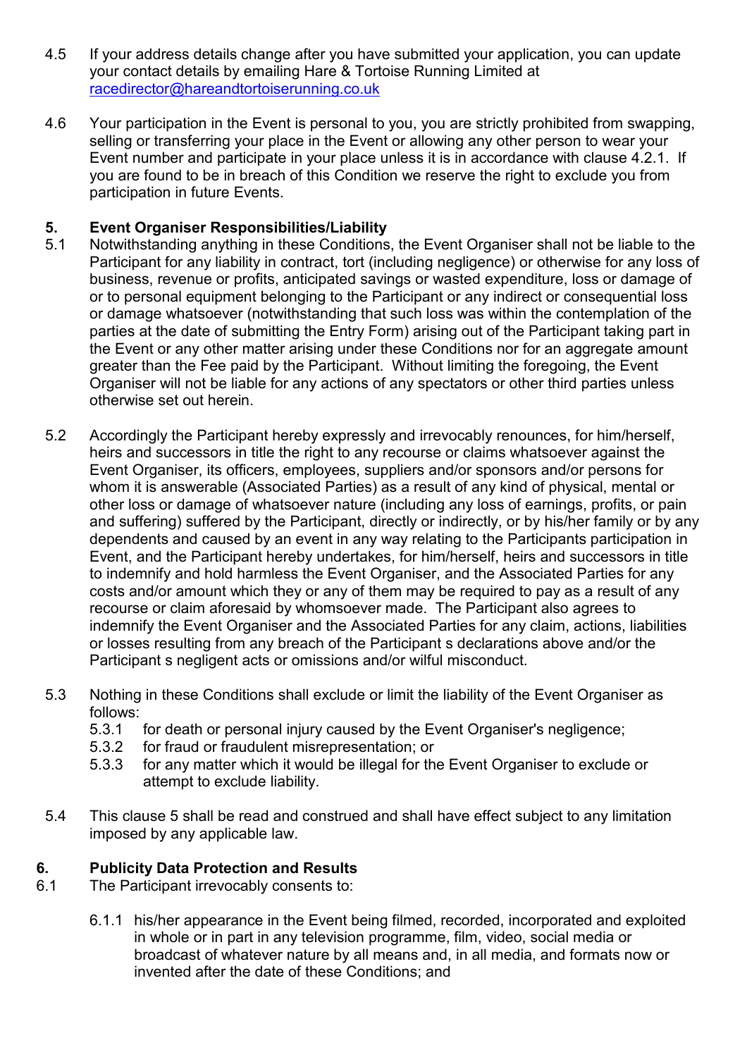4.5 If your address details change after you have submitted your application, you can update your contact details by emailing Hare & Tortoise Running Limited at [racedirector@hareandtortoiserunning.co.uk](mailto:racedirector@hareandtortoiserunning.co.uk)

4.6 Your participation in the Event is personal to you, you are strictly prohibited from swapping, selling or transferring your place in the Event or allowing any other person to wear your Event number and participate in your place unless it is in accordance with clause 4.2.1. If you are found to be in breach of this Condition we reserve the right to exclude you from participation in future Events.

## 5. Event Organiser Responsibilities/Liability

5.1 Notwithstanding anything in these Conditions, the Event Organiser shall not be liable to the Participant for any liability in contract, tort (including negligence) or otherwise for any loss of business, revenue or profits, anticipated savings or wasted expenditure, loss or damage of or to personal equipment belonging to the Participant or any indirect or consequential loss or damage whatsoever (notwithstanding that such loss was within the contemplation of the parties at the date of submitting the Entry Form) arising out of the Participant taking part in the Event or any other matter arising under these Conditions nor for an aggregate amount greater than the Fee paid by the Participant. Without limiting the foregoing, the Event Organiser will not be liable for any actions of any spectators or other third parties unless otherwise set out herein.

5.2 Accordingly the Participant hereby expressly and irrevocably renounces, for him/herself, heirs and successors in title the right to any recourse or claims whatsoever against the Event Organiser, its officers, employees, suppliers and/or sponsors and/or persons for whom it is answerable (Associated Parties) as a result of any kind of physical, mental or other loss or damage of whatsoever nature (including any loss of earnings, profits, or pain and suffering) suffered by the Participant, directly or indirectly, or by his/her family or by any dependents and caused by an event in any way relating to the Participants participation in Event, and the Participant hereby undertakes, for him/herself, heirs and successors in title to indemnify and hold harmless the Event Organiser, and the Associated Parties for any costs and/or amount which they or any of them may be required to pay as a result of any recourse or claim aforesaid by whomsoever made. The Participant also agrees to indemnify the Event Organiser and the Associated Parties for any claim, actions, liabilities or losses resulting from any breach of the Participant s declarations above and/or the Participant s negligent acts or omissions and/or wilful misconduct.

5.3 Nothing in these Conditions shall exclude or limit the liability of the Event Organiser as follows:

- 5.3.1 for death or personal injury caused by the Event Organiser's negligence;
- 5.3.2 for fraud or fraudulent misrepresentation; or
- 5.3.3 for any matter which it would be illegal for the Event Organiser to exclude or attempt to exclude liability.

5.4 This clause 5 shall be read and construed and shall have effect subject to any limitation imposed by any applicable law.

## 6. Publicity Data Protection and Results

6.1 The Participant irrevocably consents to:

- 6.1.1 his/her appearance in the Event being filmed, recorded, incorporated and exploited in whole or in part in any television programme, film, video, social media or broadcast of whatever nature by all means and, in all media, and formats now or invented after the date of these Conditions; and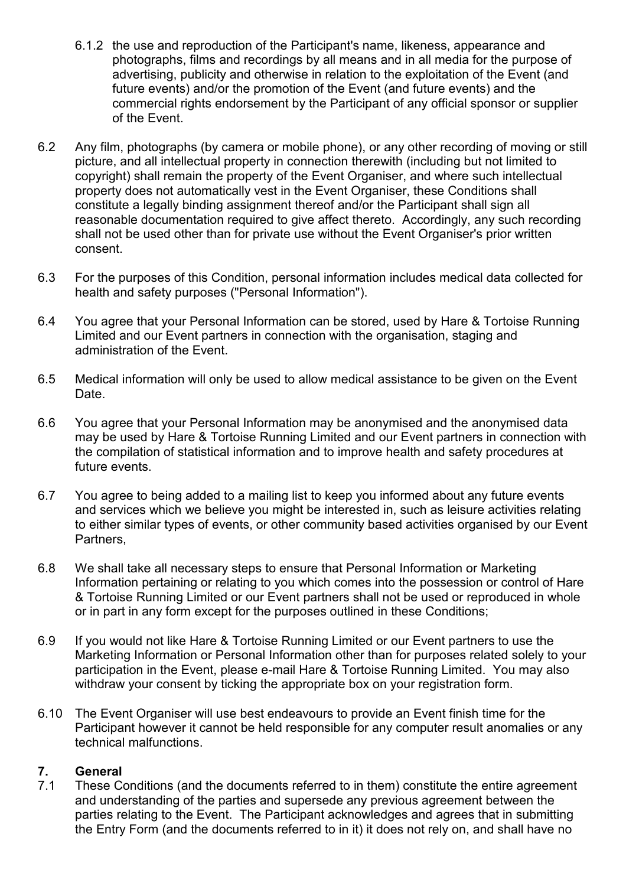6.1.2 the use and reproduction of the Participant's name, likeness, appearance and photographs, films and recordings by all means and in all media for the purpose of advertising, publicity and otherwise in relation to the exploitation of the Event (and future events) and/or the promotion of the Event (and future events) and the commercial rights endorsement by the Participant of any official sponsor or supplier of the Event.

6.2 Any film, photographs (by camera or mobile phone), or any other recording of moving or still picture, and all intellectual property in connection therewith (including but not limited to copyright) shall remain the property of the Event Organiser, and where such intellectual property does not automatically vest in the Event Organiser, these Conditions shall constitute a legally binding assignment thereof and/or the Participant shall sign all reasonable documentation required to give affect thereto. Accordingly, any such recording shall not be used other than for private use without the Event Organiser's prior written consent.

6.3 For the purposes of this Condition, personal information includes medical data collected for health and safety purposes ("Personal Information").

6.4 You agree that your Personal Information can be stored, used by Hare & Tortoise Running Limited and our Event partners in connection with the organisation, staging and administration of the Event.

6.5 Medical information will only be used to allow medical assistance to be given on the Event Date.

6.6 You agree that your Personal Information may be anonymised and the anonymised data may be used by Hare & Tortoise Running Limited and our Event partners in connection with the compilation of statistical information and to improve health and safety procedures at future events.

6.7 You agree to being added to a mailing list to keep you informed about any future events and services which we believe you might be interested in, such as leisure activities relating to either similar types of events, or other community based activities organised by our Event Partners,

6.8 We shall take all necessary steps to ensure that Personal Information or Marketing Information pertaining or relating to you which comes into the possession or control of Hare & Tortoise Running Limited or our Event partners shall not be used or reproduced in whole or in part in any form except for the purposes outlined in these Conditions;

6.9 If you would not like Hare & Tortoise Running Limited or our Event partners to use the Marketing Information or Personal Information other than for purposes related solely to your participation in the Event, please e-mail Hare & Tortoise Running Limited. You may also withdraw your consent by ticking the appropriate box on your registration form.

6.10 The Event Organiser will use best endeavours to provide an Event finish time for the Participant however it cannot be held responsible for any computer result anomalies or any technical malfunctions.

## 7. General

7.1 These Conditions (and the documents referred to in them) constitute the entire agreement and understanding of the parties and supersede any previous agreement between the parties relating to the Event. The Participant acknowledges and agrees that in submitting the Entry Form (and the documents referred to in it) it does not rely on, and shall have no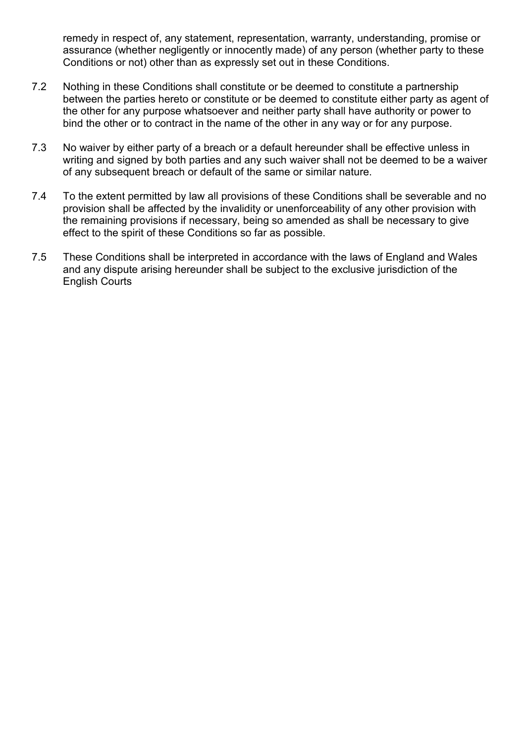remedy in respect of, any statement, representation, warranty, understanding, promise or assurance (whether negligently or innocently made) of any person (whether party to these Conditions or not) other than as expressly set out in these Conditions.

7.2 Nothing in these Conditions shall constitute or be deemed to constitute a partnership between the parties hereto or constitute or be deemed to constitute either party as agent of the other for any purpose whatsoever and neither party shall have authority or power to bind the other or to contract in the name of the other in any way or for any purpose.

7.3 No waiver by either party of a breach or a default hereunder shall be effective unless in writing and signed by both parties and any such waiver shall not be deemed to be a waiver of any subsequent breach or default of the same or similar nature.

7.4 To the extent permitted by law all provisions of these Conditions shall be severable and no provision shall be affected by the invalidity or unenforceability of any other provision with the remaining provisions if necessary, being so amended as shall be necessary to give effect to the spirit of these Conditions so far as possible.

7.5 These Conditions shall be interpreted in accordance with the laws of England and Wales and any dispute arising hereunder shall be subject to the exclusive jurisdiction of the English Courts